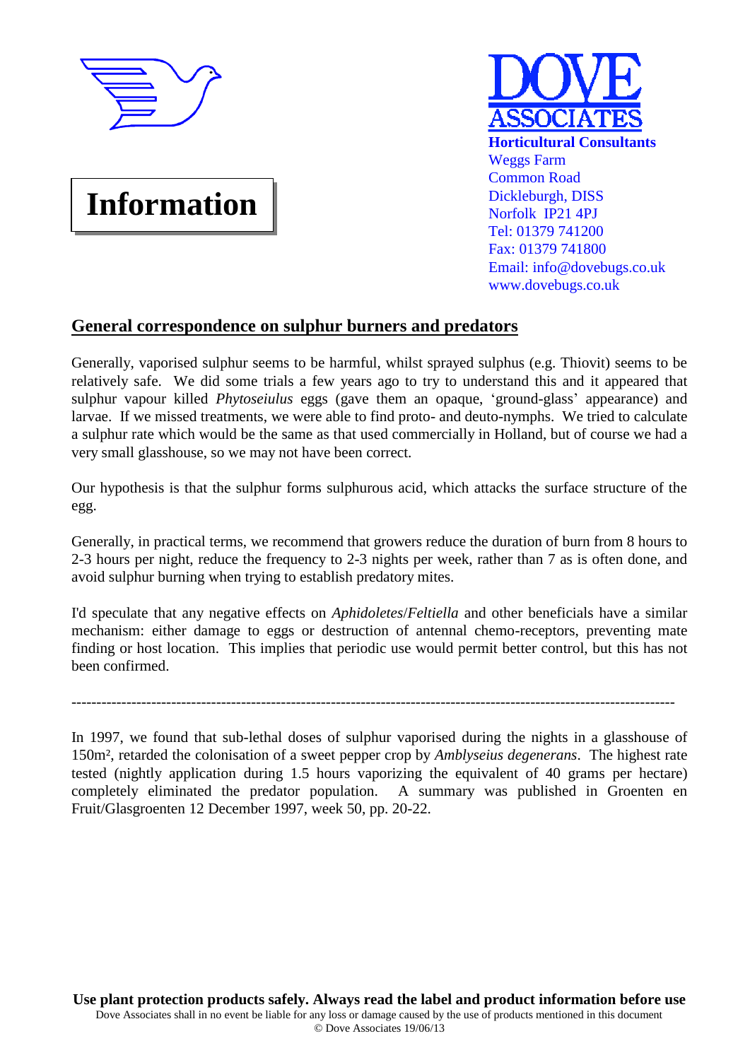# Information

**DOVE ASSOCIATES**
**Horticultural Consultants**
Weggs Farm
Common Road
Dickleburgh, DISS
Norfolk IP21 4PJ
Tel: 01379 741200
Fax: 01379 741800
Email: info@dovebugs.co.uk
www.dovebugs.co.uk

## General correspondence on sulphur burners and predators

Generally, vaporised sulphur seems to be harmful, whilst sprayed sulphus (e.g. Thiovit) seems to be relatively safe. We did some trials a few years ago to try to understand this and it appeared that sulphur vapour killed *Phytoseiulus* eggs (gave them an opaque, 'ground-glass' appearance) and larvae. If we missed treatments, we were able to find proto- and deuto-nymphs. We tried to calculate a sulphur rate which would be the same as that used commercially in Holland, but of course we had a very small glasshouse, so we may not have been correct.

Our hypothesis is that the sulphur forms sulphurous acid, which attacks the surface structure of the egg.

Generally, in practical terms, we recommend that growers reduce the duration of burn from 8 hours to 2-3 hours per night, reduce the frequency to 2-3 nights per week, rather than 7 as is often done, and avoid sulphur burning when trying to establish predatory mites.

I'd speculate that any negative effects on *Aphidoletes*/*Feltiella* and other beneficials have a similar mechanism: either damage to eggs or destruction of antennal chemo-receptors, preventing mate finding or host location. This implies that periodic use would permit better control, but this has not been confirmed.

---

In 1997, we found that sub-lethal doses of sulphur vaporised during the nights in a glasshouse of 150m², retarded the colonisation of a sweet pepper crop by *Amblyseius degenerans*. The highest rate tested (nightly application during 1.5 hours vaporizing the equivalent of 40 grams per hectare) completely eliminated the predator population. A summary was published in Groenten en Fruit/Glasgroenten 12 December 1997, week 50, pp. 20-22.

**Use plant protection products safely. Always read the label and product information before use**
Dove Associates shall in no event be liable for any loss or damage caused by the use of products mentioned in this document
© Dove Associates 19/06/13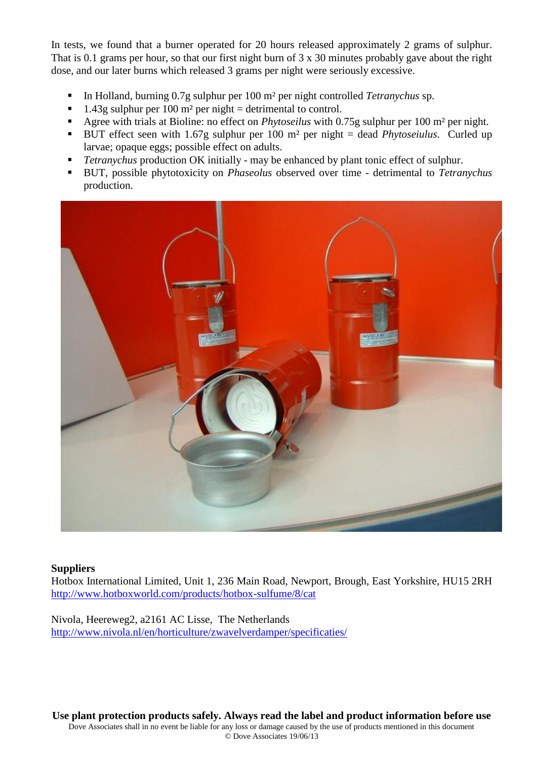In tests, we found that a burner operated for 20 hours released approximately 2 grams of sulphur. That is 0.1 grams per hour, so that our first night burn of 3 x 30 minutes probably gave about the right dose, and our later burns which released 3 grams per night were seriously excessive.

- In Holland, burning 0.7g sulphur per 100 m² per night controlled *Tetranychus* sp.
- 1.43g sulphur per 100 m² per night = detrimental to control.
- Agree with trials at Bioline: no effect on *Phytoseilus* with 0.75g sulphur per 100 m² per night.
- BUT effect seen with 1.67g sulphur per 100 m² per night = dead *Phytoseiulus*. Curled up larvae; opaque eggs; possible effect on adults.
- *Tetranychus* production OK initially - may be enhanced by plant tonic effect of sulphur.
- BUT, possible phytotoxicity on *Phaseolus* observed over time - detrimental to *Tetranychus* production.

**Suppliers**
Hotbox International Limited, Unit 1, 236 Main Road, Newport, Brough, East Yorkshire, HU15 2RH
http://www.hotboxworld.com/products/hotbox-sulfume/8/cat

Nivola, Heereweg2, a2161 AC Lisse, The Netherlands
http://www.nivola.nl/en/horticulture/zwavelverdamper/specificaties/

**Use plant protection products safely. Always read the label and product information before use**
Dove Associates shall in no event be liable for any loss or damage caused by the use of products mentioned in this document
© Dove Associates 19/06/13